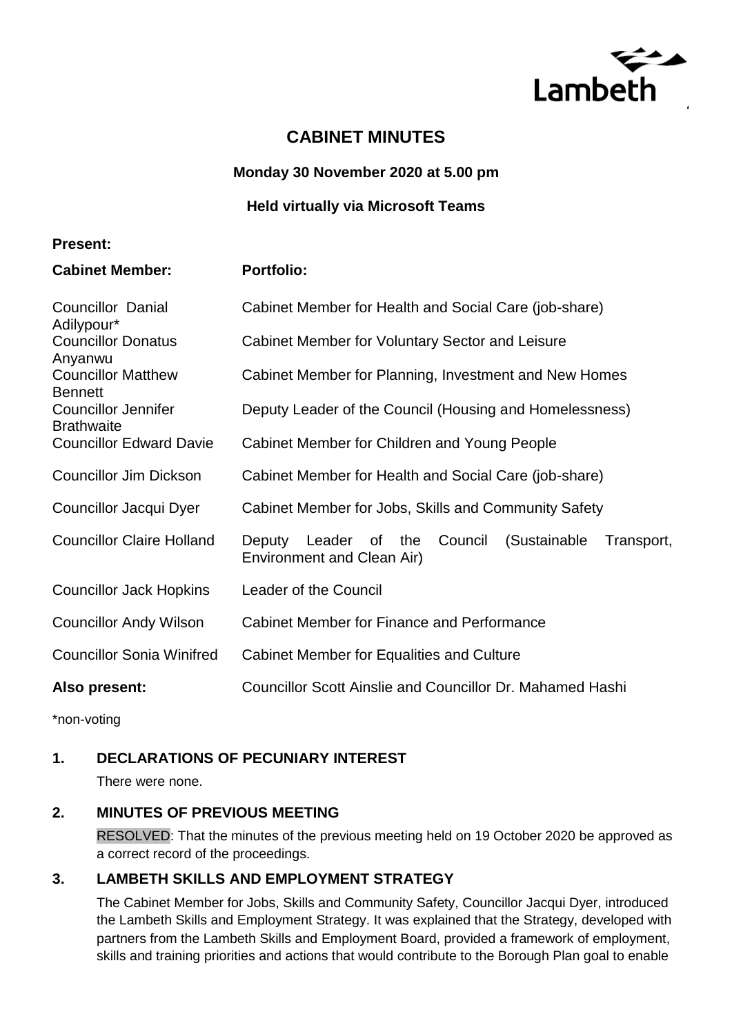Lambeth

# CABINET MINUTES

**Monday 30 November 2020 at 5.00 pm**

**Held virtually via Microsoft Teams**

**Present:**

| **Cabinet Member:** | **Portfolio:** |
| --- | --- |
| Councillor Danial Adilypour* | Cabinet Member for Health and Social Care (job-share) |
| Councillor Donatus Anyanwu | Cabinet Member for Voluntary Sector and Leisure |
| Councillor Matthew Bennett | Cabinet Member for Planning, Investment and New Homes |
| Councillor Jennifer Brathwaite | Deputy Leader of the Council (Housing and Homelessness) |
| Councillor Edward Davie | Cabinet Member for Children and Young People |
| Councillor Jim Dickson | Cabinet Member for Health and Social Care (job-share) |
| Councillor Jacqui Dyer | Cabinet Member for Jobs, Skills and Community Safety |
| Councillor Claire Holland | Deputy Leader of the Council (Sustainable Transport, Environment and Clean Air) |
| Councillor Jack Hopkins | Leader of the Council |
| Councillor Andy Wilson | Cabinet Member for Finance and Performance |
| Councillor Sonia Winifred | Cabinet Member for Equalities and Culture |
| **Also present:** | Councillor Scott Ainslie and Councillor Dr. Mahamed Hashi |

*non-voting

## 1. DECLARATIONS OF PECUNIARY INTEREST

There were none.

## 2. MINUTES OF PREVIOUS MEETING

RESOLVED: That the minutes of the previous meeting held on 19 October 2020 be approved as a correct record of the proceedings.

## 3. LAMBETH SKILLS AND EMPLOYMENT STRATEGY

The Cabinet Member for Jobs, Skills and Community Safety, Councillor Jacqui Dyer, introduced the Lambeth Skills and Employment Strategy. It was explained that the Strategy, developed with partners from the Lambeth Skills and Employment Board, provided a framework of employment, skills and training priorities and actions that would contribute to the Borough Plan goal to enable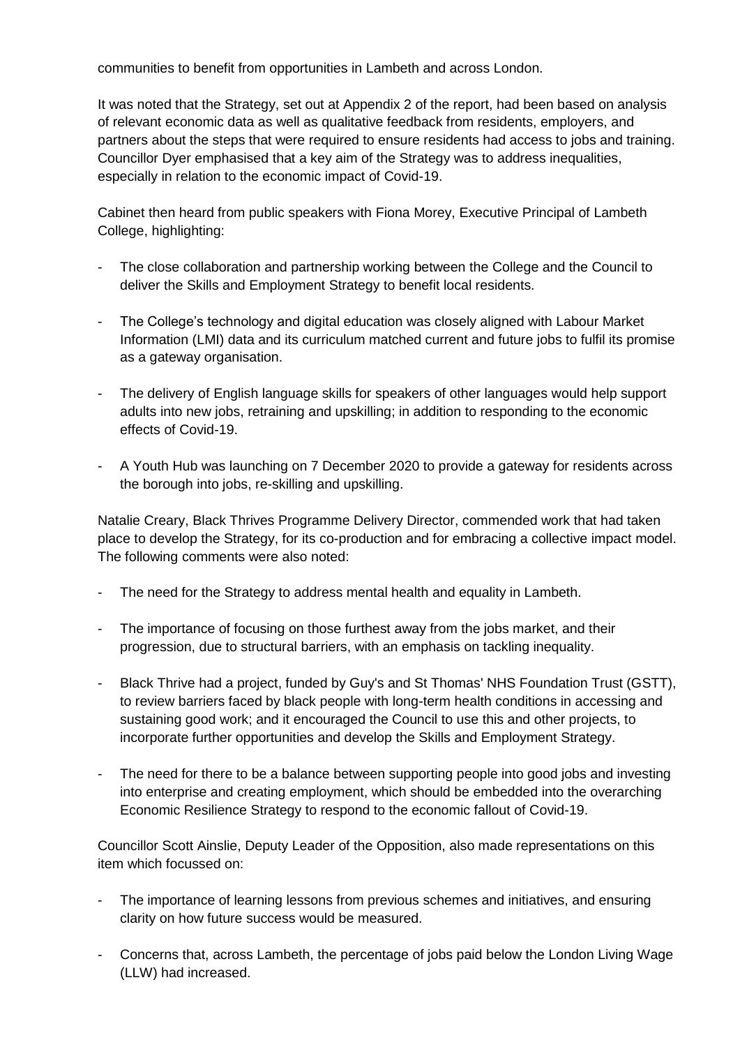communities to benefit from opportunities in Lambeth and across London.

It was noted that the Strategy, set out at Appendix 2 of the report, had been based on analysis of relevant economic data as well as qualitative feedback from residents, employers, and partners about the steps that were required to ensure residents had access to jobs and training. Councillor Dyer emphasised that a key aim of the Strategy was to address inequalities, especially in relation to the economic impact of Covid-19.

Cabinet then heard from public speakers with Fiona Morey, Executive Principal of Lambeth College, highlighting:

- The close collaboration and partnership working between the College and the Council to deliver the Skills and Employment Strategy to benefit local residents.
- The College's technology and digital education was closely aligned with Labour Market Information (LMI) data and its curriculum matched current and future jobs to fulfil its promise as a gateway organisation.
- The delivery of English language skills for speakers of other languages would help support adults into new jobs, retraining and upskilling; in addition to responding to the economic effects of Covid-19.
- A Youth Hub was launching on 7 December 2020 to provide a gateway for residents across the borough into jobs, re-skilling and upskilling.

Natalie Creary, Black Thrives Programme Delivery Director, commended work that had taken place to develop the Strategy, for its co-production and for embracing a collective impact model. The following comments were also noted:

- The need for the Strategy to address mental health and equality in Lambeth.
- The importance of focusing on those furthest away from the jobs market, and their progression, due to structural barriers, with an emphasis on tackling inequality.
- Black Thrive had a project, funded by Guy's and St Thomas' NHS Foundation Trust (GSTT), to review barriers faced by black people with long-term health conditions in accessing and sustaining good work; and it encouraged the Council to use this and other projects, to incorporate further opportunities and develop the Skills and Employment Strategy.
- The need for there to be a balance between supporting people into good jobs and investing into enterprise and creating employment, which should be embedded into the overarching Economic Resilience Strategy to respond to the economic fallout of Covid-19.

Councillor Scott Ainslie, Deputy Leader of the Opposition, also made representations on this item which focussed on:

- The importance of learning lessons from previous schemes and initiatives, and ensuring clarity on how future success would be measured.
- Concerns that, across Lambeth, the percentage of jobs paid below the London Living Wage (LLW) had increased.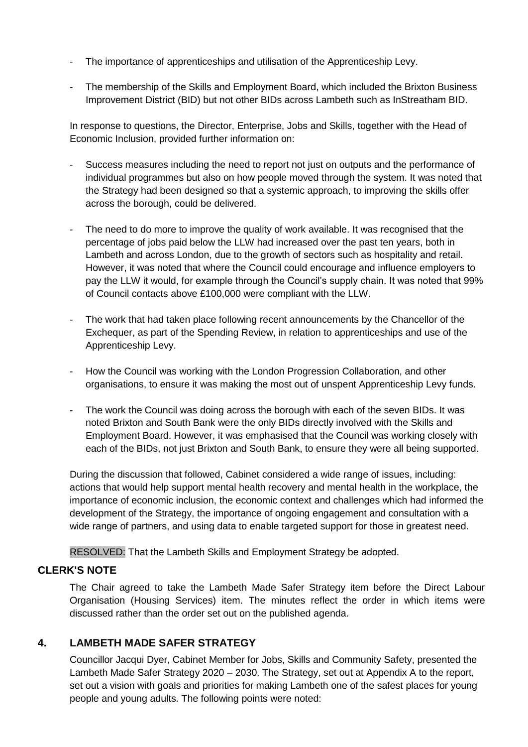- The importance of apprenticeships and utilisation of the Apprenticeship Levy.

- The membership of the Skills and Employment Board, which included the Brixton Business Improvement District (BID) but not other BIDs across Lambeth such as InStreatham BID.

In response to questions, the Director, Enterprise, Jobs and Skills, together with the Head of Economic Inclusion, provided further information on:

- Success measures including the need to report not just on outputs and the performance of individual programmes but also on how people moved through the system. It was noted that the Strategy had been designed so that a systemic approach, to improving the skills offer across the borough, could be delivered.

- The need to do more to improve the quality of work available. It was recognised that the percentage of jobs paid below the LLW had increased over the past ten years, both in Lambeth and across London, due to the growth of sectors such as hospitality and retail. However, it was noted that where the Council could encourage and influence employers to pay the LLW it would, for example through the Council's supply chain. It was noted that 99% of Council contacts above £100,000 were compliant with the LLW.

- The work that had taken place following recent announcements by the Chancellor of the Exchequer, as part of the Spending Review, in relation to apprenticeships and use of the Apprenticeship Levy.

- How the Council was working with the London Progression Collaboration, and other organisations, to ensure it was making the most out of unspent Apprenticeship Levy funds.

- The work the Council was doing across the borough with each of the seven BIDs. It was noted Brixton and South Bank were the only BIDs directly involved with the Skills and Employment Board. However, it was emphasised that the Council was working closely with each of the BIDs, not just Brixton and South Bank, to ensure they were all being supported.

During the discussion that followed, Cabinet considered a wide range of issues, including: actions that would help support mental health recovery and mental health in the workplace, the importance of economic inclusion, the economic context and challenges which had informed the development of the Strategy, the importance of ongoing engagement and consultation with a wide range of partners, and using data to enable targeted support for those in greatest need.

RESOLVED: That the Lambeth Skills and Employment Strategy be adopted.

## CLERK'S NOTE

The Chair agreed to take the Lambeth Made Safer Strategy item before the Direct Labour Organisation (Housing Services) item. The minutes reflect the order in which items were discussed rather than the order set out on the published agenda.

## 4. LAMBETH MADE SAFER STRATEGY

Councillor Jacqui Dyer, Cabinet Member for Jobs, Skills and Community Safety, presented the Lambeth Made Safer Strategy 2020 – 2030. The Strategy, set out at Appendix A to the report, set out a vision with goals and priorities for making Lambeth one of the safest places for young people and young adults. The following points were noted: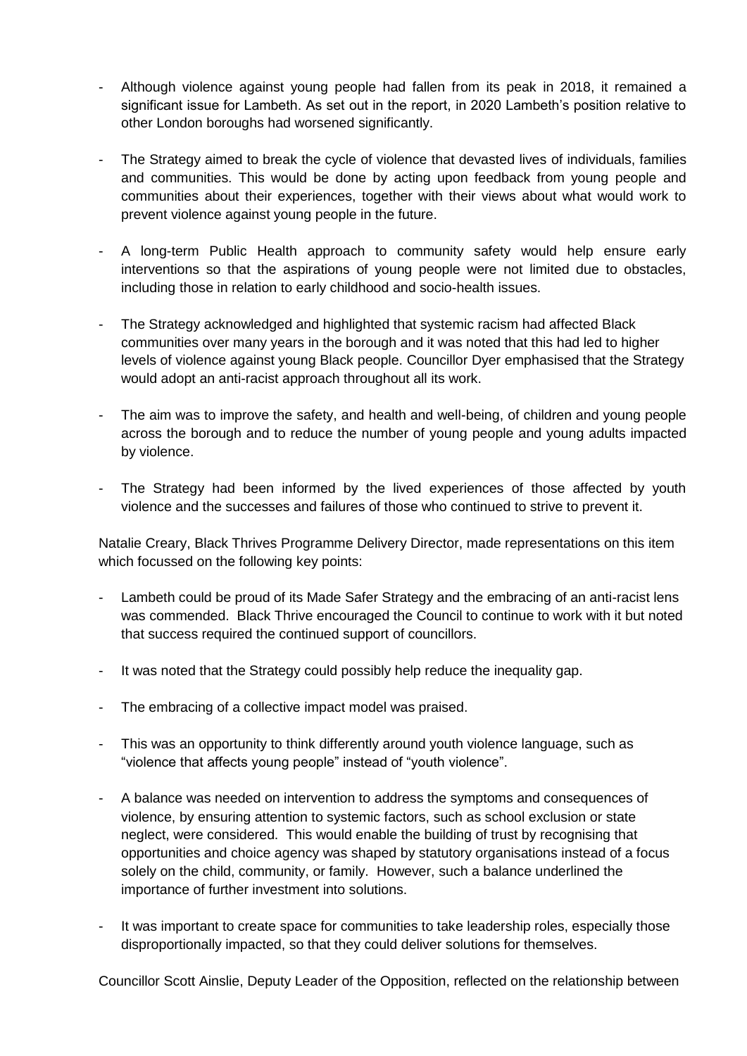- Although violence against young people had fallen from its peak in 2018, it remained a significant issue for Lambeth. As set out in the report, in 2020 Lambeth's position relative to other London boroughs had worsened significantly.

- The Strategy aimed to break the cycle of violence that devastated lives of individuals, families and communities. This would be done by acting upon feedback from young people and communities about their experiences, together with their views about what would work to prevent violence against young people in the future.

- A long-term Public Health approach to community safety would help ensure early interventions so that the aspirations of young people were not limited due to obstacles, including those in relation to early childhood and socio-health issues.

- The Strategy acknowledged and highlighted that systemic racism had affected Black communities over many years in the borough and it was noted that this had led to higher levels of violence against young Black people. Councillor Dyer emphasised that the Strategy would adopt an anti-racist approach throughout all its work.

- The aim was to improve the safety, and health and well-being, of children and young people across the borough and to reduce the number of young people and young adults impacted by violence.

- The Strategy had been informed by the lived experiences of those affected by youth violence and the successes and failures of those who continued to strive to prevent it.

Natalie Creary, Black Thrives Programme Delivery Director, made representations on this item which focussed on the following key points:

- Lambeth could be proud of its Made Safer Strategy and the embracing of an anti-racist lens was commended. Black Thrive encouraged the Council to continue to work with it but noted that success required the continued support of councillors.

- It was noted that the Strategy could possibly help reduce the inequality gap.

- The embracing of a collective impact model was praised.

- This was an opportunity to think differently around youth violence language, such as "violence that affects young people" instead of "youth violence".

- A balance was needed on intervention to address the symptoms and consequences of violence, by ensuring attention to systemic factors, such as school exclusion or state neglect, were considered. This would enable the building of trust by recognising that opportunities and choice agency was shaped by statutory organisations instead of a focus solely on the child, community, or family. However, such a balance underlined the importance of further investment into solutions.

- It was important to create space for communities to take leadership roles, especially those disproportionally impacted, so that they could deliver solutions for themselves.

Councillor Scott Ainslie, Deputy Leader of the Opposition, reflected on the relationship between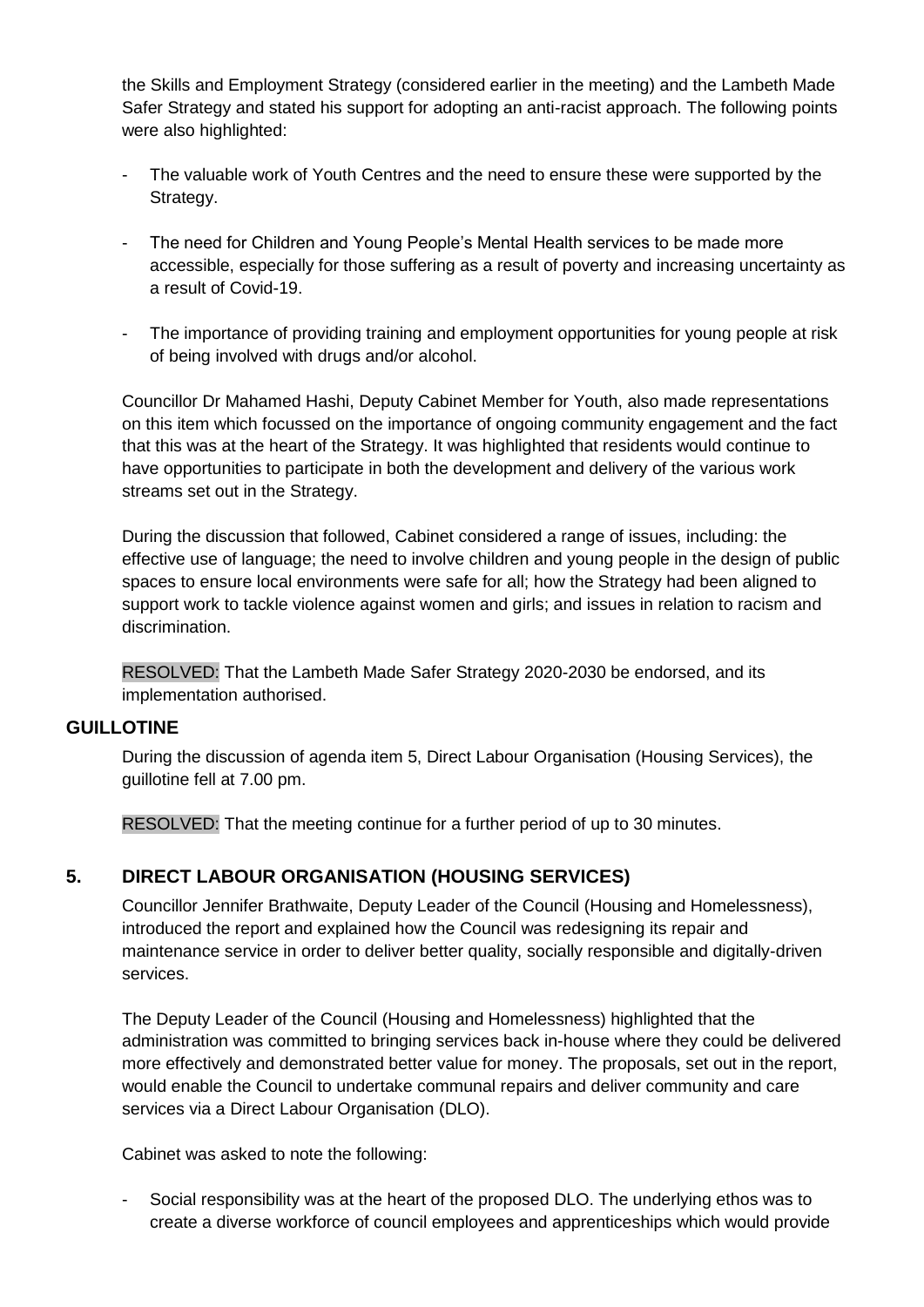the Skills and Employment Strategy (considered earlier in the meeting) and the Lambeth Made Safer Strategy and stated his support for adopting an anti-racist approach. The following points were also highlighted:

- The valuable work of Youth Centres and the need to ensure these were supported by the Strategy.
- The need for Children and Young People's Mental Health services to be made more accessible, especially for those suffering as a result of poverty and increasing uncertainty as a result of Covid-19.
- The importance of providing training and employment opportunities for young people at risk of being involved with drugs and/or alcohol.

Councillor Dr Mahamed Hashi, Deputy Cabinet Member for Youth, also made representations on this item which focussed on the importance of ongoing community engagement and the fact that this was at the heart of the Strategy. It was highlighted that residents would continue to have opportunities to participate in both the development and delivery of the various work streams set out in the Strategy.

During the discussion that followed, Cabinet considered a range of issues, including: the effective use of language; the need to involve children and young people in the design of public spaces to ensure local environments were safe for all; how the Strategy had been aligned to support work to tackle violence against women and girls; and issues in relation to racism and discrimination.

RESOLVED: That the Lambeth Made Safer Strategy 2020-2030 be endorsed, and its implementation authorised.

## GUILLOTINE

During the discussion of agenda item 5, Direct Labour Organisation (Housing Services), the guillotine fell at 7.00 pm.

RESOLVED: That the meeting continue for a further period of up to 30 minutes.

## 5. DIRECT LABOUR ORGANISATION (HOUSING SERVICES)

Councillor Jennifer Brathwaite, Deputy Leader of the Council (Housing and Homelessness), introduced the report and explained how the Council was redesigning its repair and maintenance service in order to deliver better quality, socially responsible and digitally-driven services.

The Deputy Leader of the Council (Housing and Homelessness) highlighted that the administration was committed to bringing services back in-house where they could be delivered more effectively and demonstrated better value for money. The proposals, set out in the report, would enable the Council to undertake communal repairs and deliver community and care services via a Direct Labour Organisation (DLO).

Cabinet was asked to note the following:

- Social responsibility was at the heart of the proposed DLO. The underlying ethos was to create a diverse workforce of council employees and apprenticeships which would provide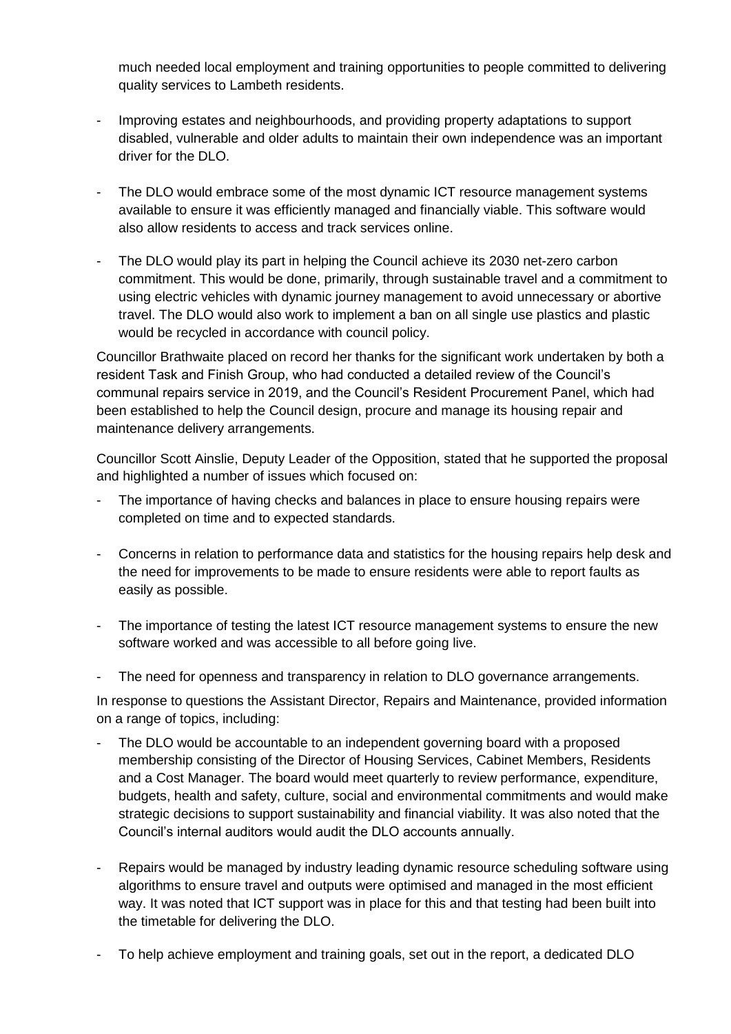much needed local employment and training opportunities to people committed to delivering quality services to Lambeth residents.

- Improving estates and neighbourhoods, and providing property adaptations to support disabled, vulnerable and older adults to maintain their own independence was an important driver for the DLO.

- The DLO would embrace some of the most dynamic ICT resource management systems available to ensure it was efficiently managed and financially viable. This software would also allow residents to access and track services online.

- The DLO would play its part in helping the Council achieve its 2030 net-zero carbon commitment. This would be done, primarily, through sustainable travel and a commitment to using electric vehicles with dynamic journey management to avoid unnecessary or abortive travel. The DLO would also work to implement a ban on all single use plastics and plastic would be recycled in accordance with council policy.

Councillor Brathwaite placed on record her thanks for the significant work undertaken by both a resident Task and Finish Group, who had conducted a detailed review of the Council's communal repairs service in 2019, and the Council's Resident Procurement Panel, which had been established to help the Council design, procure and manage its housing repair and maintenance delivery arrangements.

Councillor Scott Ainslie, Deputy Leader of the Opposition, stated that he supported the proposal and highlighted a number of issues which focused on:

- The importance of having checks and balances in place to ensure housing repairs were completed on time and to expected standards.

- Concerns in relation to performance data and statistics for the housing repairs help desk and the need for improvements to be made to ensure residents were able to report faults as easily as possible.

- The importance of testing the latest ICT resource management systems to ensure the new software worked and was accessible to all before going live.

- The need for openness and transparency in relation to DLO governance arrangements.

In response to questions the Assistant Director, Repairs and Maintenance, provided information on a range of topics, including:

- The DLO would be accountable to an independent governing board with a proposed membership consisting of the Director of Housing Services, Cabinet Members, Residents and a Cost Manager. The board would meet quarterly to review performance, expenditure, budgets, health and safety, culture, social and environmental commitments and would make strategic decisions to support sustainability and financial viability. It was also noted that the Council's internal auditors would audit the DLO accounts annually.

- Repairs would be managed by industry leading dynamic resource scheduling software using algorithms to ensure travel and outputs were optimised and managed in the most efficient way. It was noted that ICT support was in place for this and that testing had been built into the timetable for delivering the DLO.

- To help achieve employment and training goals, set out in the report, a dedicated DLO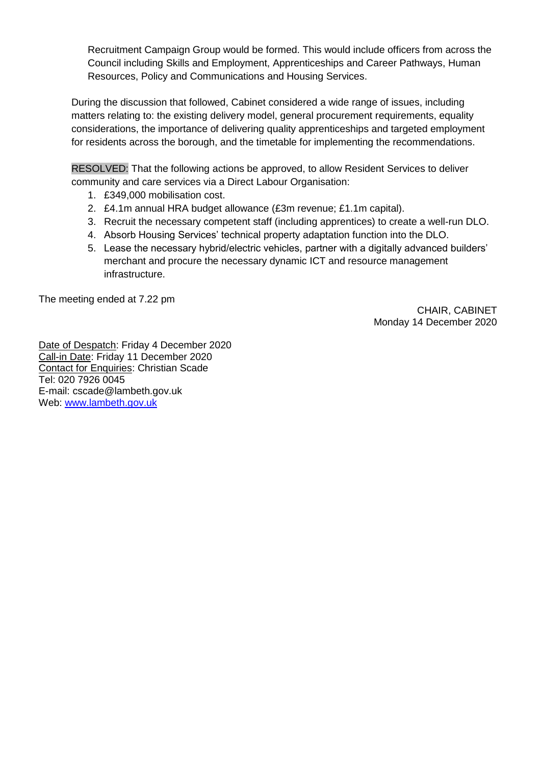Recruitment Campaign Group would be formed. This would include officers from across the Council including Skills and Employment, Apprenticeships and Career Pathways, Human Resources, Policy and Communications and Housing Services.

During the discussion that followed, Cabinet considered a wide range of issues, including matters relating to: the existing delivery model, general procurement requirements, equality considerations, the importance of delivering quality apprenticeships and targeted employment for residents across the borough, and the timetable for implementing the recommendations.

RESOLVED: That the following actions be approved, to allow Resident Services to deliver community and care services via a Direct Labour Organisation:

1. £349,000 mobilisation cost.
2. £4.1m annual HRA budget allowance (£3m revenue; £1.1m capital).
3. Recruit the necessary competent staff (including apprentices) to create a well-run DLO.
4. Absorb Housing Services' technical property adaptation function into the DLO.
5. Lease the necessary hybrid/electric vehicles, partner with a digitally advanced builders' merchant and procure the necessary dynamic ICT and resource management infrastructure.

The meeting ended at 7.22 pm

CHAIR, CABINET
Monday 14 December 2020

Date of Despatch: Friday 4 December 2020
Call-in Date: Friday 11 December 2020
Contact for Enquiries: Christian Scade
Tel: 020 7926 0045
E-mail: cscade@lambeth.gov.uk
Web: www.lambeth.gov.uk